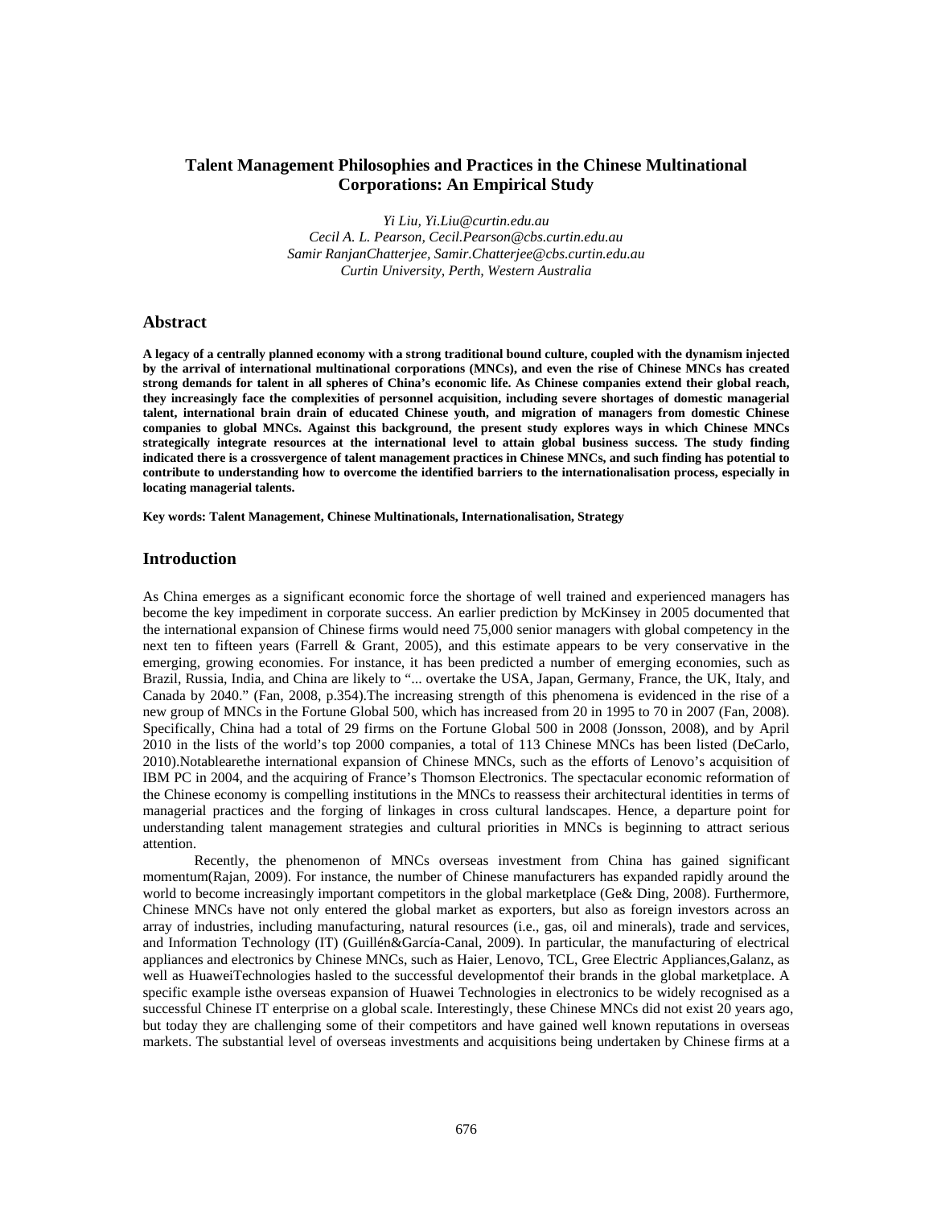# Talent Management Philosophies and Practices in the Chinese Multinational Corporations: An Empirical Study

*Yi Liu, Yi.Liu@curtin.edu.au*
*Cecil A. L. Pearson, Cecil.Pearson@cbs.curtin.edu.au*
*Samir RanjanChatterjee, Samir.Chatterjee@cbs.curtin.edu.au*
*Curtin University, Perth, Western Australia*

## Abstract

**A legacy of a centrally planned economy with a strong traditional bound culture, coupled with the dynamism injected by the arrival of international multinational corporations (MNCs), and even the rise of Chinese MNCs has created strong demands for talent in all spheres of China's economic life. As Chinese companies extend their global reach, they increasingly face the complexities of personnel acquisition, including severe shortages of domestic managerial talent, international brain drain of educated Chinese youth, and migration of managers from domestic Chinese companies to global MNCs. Against this background, the present study explores ways in which Chinese MNCs strategically integrate resources at the international level to attain global business success. The study finding indicated there is a crossvergence of talent management practices in Chinese MNCs, and such finding has potential to contribute to understanding how to overcome the identified barriers to the internationalisation process, especially in locating managerial talents.**

**Key words: Talent Management, Chinese Multinationals, Internationalisation, Strategy**

## Introduction

As China emerges as a significant economic force the shortage of well trained and experienced managers has become the key impediment in corporate success. An earlier prediction by McKinsey in 2005 documented that the international expansion of Chinese firms would need 75,000 senior managers with global competency in the next ten to fifteen years (Farrell & Grant, 2005), and this estimate appears to be very conservative in the emerging, growing economies. For instance, it has been predicted a number of emerging economies, such as Brazil, Russia, India, and China are likely to "... overtake the USA, Japan, Germany, France, the UK, Italy, and Canada by 2040." (Fan, 2008, p.354).The increasing strength of this phenomena is evidenced in the rise of a new group of MNCs in the Fortune Global 500, which has increased from 20 in 1995 to 70 in 2007 (Fan, 2008). Specifically, China had a total of 29 firms on the Fortune Global 500 in 2008 (Jonsson, 2008), and by April 2010 in the lists of the world's top 2000 companies, a total of 113 Chinese MNCs has been listed (DeCarlo, 2010).Notablearethe international expansion of Chinese MNCs, such as the efforts of Lenovo's acquisition of IBM PC in 2004, and the acquiring of France's Thomson Electronics. The spectacular economic reformation of the Chinese economy is compelling institutions in the MNCs to reassess their architectural identities in terms of managerial practices and the forging of linkages in cross cultural landscapes. Hence, a departure point for understanding talent management strategies and cultural priorities in MNCs is beginning to attract serious attention.

Recently, the phenomenon of MNCs overseas investment from China has gained significant momentum(Rajan, 2009). For instance, the number of Chinese manufacturers has expanded rapidly around the world to become increasingly important competitors in the global marketplace (Ge& Ding, 2008). Furthermore, Chinese MNCs have not only entered the global market as exporters, but also as foreign investors across an array of industries, including manufacturing, natural resources (i.e., gas, oil and minerals), trade and services, and Information Technology (IT) (Guillén&García-Canal, 2009). In particular, the manufacturing of electrical appliances and electronics by Chinese MNCs, such as Haier, Lenovo, TCL, Gree Electric Appliances,Galanz, as well as HuaweiTechnologies hasled to the successful developmentof their brands in the global marketplace. A specific example isthe overseas expansion of Huawei Technologies in electronics to be widely recognised as a successful Chinese IT enterprise on a global scale. Interestingly, these Chinese MNCs did not exist 20 years ago, but today they are challenging some of their competitors and have gained well known reputations in overseas markets. The substantial level of overseas investments and acquisitions being undertaken by Chinese firms at a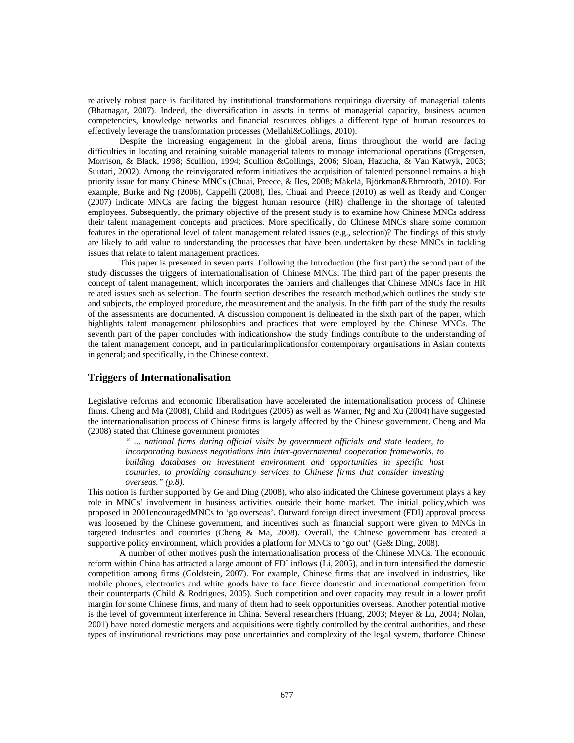relatively robust pace is facilitated by institutional transformations requiringa diversity of managerial talents (Bhatnagar, 2007). Indeed, the diversification in assets in terms of managerial capacity, business acumen competencies, knowledge networks and financial resources obliges a different type of human resources to effectively leverage the transformation processes (Mellahi&Collings, 2010).

Despite the increasing engagement in the global arena, firms throughout the world are facing difficulties in locating and retaining suitable managerial talents to manage international operations (Gregersen, Morrison, & Black, 1998; Scullion, 1994; Scullion &Collings, 2006; Sloan, Hazucha, & Van Katwyk, 2003; Suutari, 2002). Among the reinvigorated reform initiatives the acquisition of talented personnel remains a high priority issue for many Chinese MNCs (Chuai, Preece, & Iles, 2008; Mäkelä, Björkman&Ehrnrooth, 2010). For example, Burke and Ng (2006), Cappelli (2008), Iles, Chuai and Preece (2010) as well as Ready and Conger (2007) indicate MNCs are facing the biggest human resource (HR) challenge in the shortage of talented employees. Subsequently, the primary objective of the present study is to examine how Chinese MNCs address their talent management concepts and practices. More specifically, do Chinese MNCs share some common features in the operational level of talent management related issues (e.g., selection)? The findings of this study are likely to add value to understanding the processes that have been undertaken by these MNCs in tackling issues that relate to talent management practices.

This paper is presented in seven parts. Following the Introduction (the first part) the second part of the study discusses the triggers of internationalisation of Chinese MNCs. The third part of the paper presents the concept of talent management, which incorporates the barriers and challenges that Chinese MNCs face in HR related issues such as selection. The fourth section describes the research method,which outlines the study site and subjects, the employed procedure, the measurement and the analysis. In the fifth part of the study the results of the assessments are documented. A discussion component is delineated in the sixth part of the paper, which highlights talent management philosophies and practices that were employed by the Chinese MNCs. The seventh part of the paper concludes with indicationshow the study findings contribute to the understanding of the talent management concept, and in particularimplicationsfor contemporary organisations in Asian contexts in general; and specifically, in the Chinese context.

## Triggers of Internationalisation

Legislative reforms and economic liberalisation have accelerated the internationalisation process of Chinese firms. Cheng and Ma (2008), Child and Rodrigues (2005) as well as Warner, Ng and Xu (2004) have suggested the internationalisation process of Chinese firms is largely affected by the Chinese government. Cheng and Ma (2008) stated that Chinese government promotes

> *" ... national firms during official visits by government officials and state leaders, to incorporating business negotiations into inter-governmental cooperation frameworks, to building databases on investment environment and opportunities in specific host countries, to providing consultancy services to Chinese firms that consider investing overseas." (p.8).*

This notion is further supported by Ge and Ding (2008), who also indicated the Chinese government plays a key role in MNCs' involvement in business activities outside their home market. The initial policy,which was proposed in 2001encouragedMNCs to 'go overseas'. Outward foreign direct investment (FDI) approval process was loosened by the Chinese government, and incentives such as financial support were given to MNCs in targeted industries and countries (Cheng & Ma, 2008). Overall, the Chinese government has created a supportive policy environment, which provides a platform for MNCs to 'go out' (Ge& Ding, 2008).

A number of other motives push the internationalisation process of the Chinese MNCs. The economic reform within China has attracted a large amount of FDI inflows (Li, 2005), and in turn intensified the domestic competition among firms (Goldstein, 2007). For example, Chinese firms that are involved in industries, like mobile phones, electronics and white goods have to face fierce domestic and international competition from their counterparts (Child & Rodrigues, 2005). Such competition and over capacity may result in a lower profit margin for some Chinese firms, and many of them had to seek opportunities overseas. Another potential motive is the level of government interference in China. Several researchers (Huang, 2003; Meyer & Lu, 2004; Nolan, 2001) have noted domestic mergers and acquisitions were tightly controlled by the central authorities, and these types of institutional restrictions may pose uncertainties and complexity of the legal system, thatforce Chinese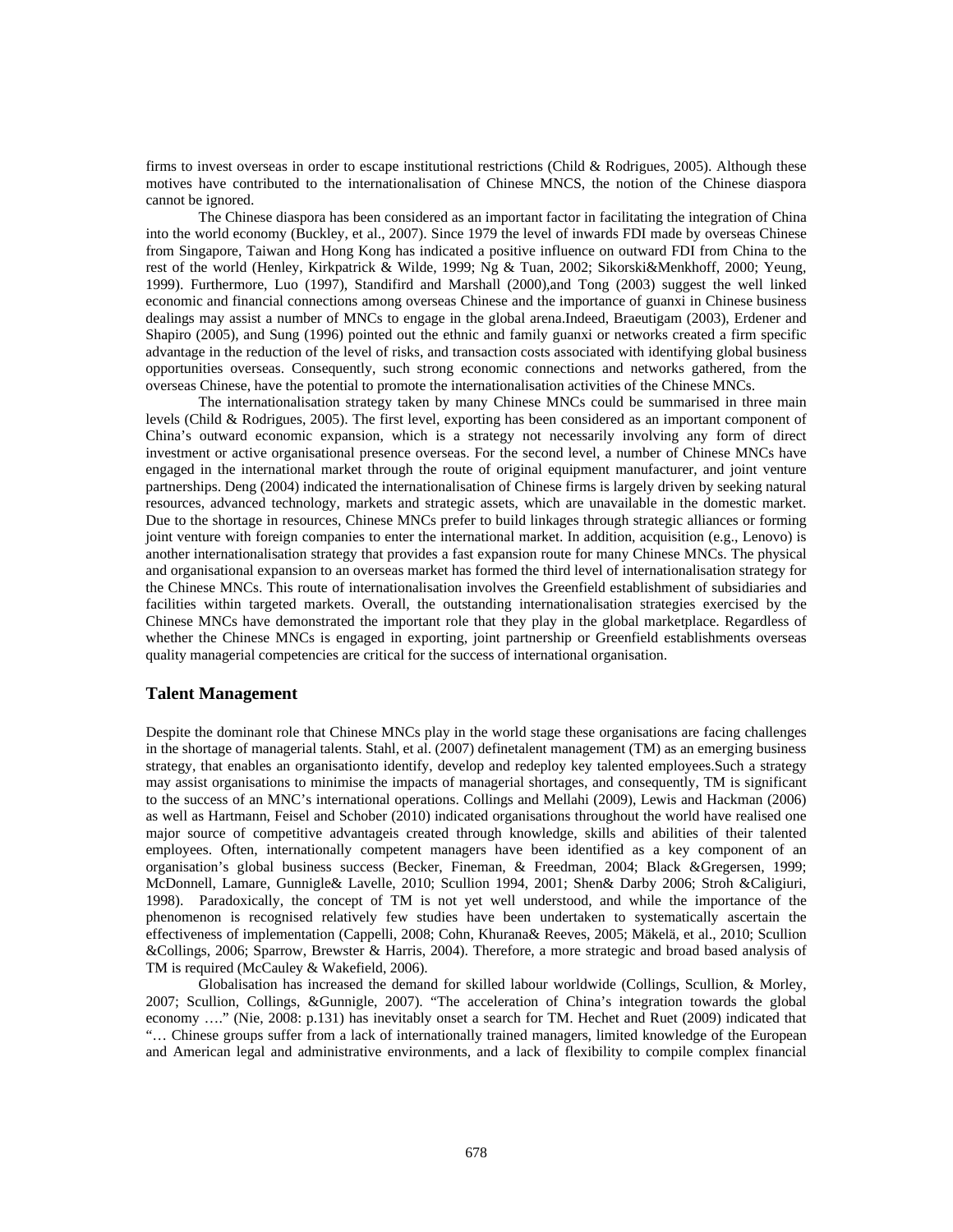firms to invest overseas in order to escape institutional restrictions (Child & Rodrigues, 2005). Although these motives have contributed to the internationalisation of Chinese MNCS, the notion of the Chinese diaspora cannot be ignored.

The Chinese diaspora has been considered as an important factor in facilitating the integration of China into the world economy (Buckley, et al., 2007). Since 1979 the level of inwards FDI made by overseas Chinese from Singapore, Taiwan and Hong Kong has indicated a positive influence on outward FDI from China to the rest of the world (Henley, Kirkpatrick & Wilde, 1999; Ng & Tuan, 2002; Sikorski&Menkhoff, 2000; Yeung, 1999). Furthermore, Luo (1997), Standifird and Marshall (2000),and Tong (2003) suggest the well linked economic and financial connections among overseas Chinese and the importance of guanxi in Chinese business dealings may assist a number of MNCs to engage in the global arena.Indeed, Braeutigam (2003), Erdener and Shapiro (2005), and Sung (1996) pointed out the ethnic and family guanxi or networks created a firm specific advantage in the reduction of the level of risks, and transaction costs associated with identifying global business opportunities overseas. Consequently, such strong economic connections and networks gathered, from the overseas Chinese, have the potential to promote the internationalisation activities of the Chinese MNCs.

The internationalisation strategy taken by many Chinese MNCs could be summarised in three main levels (Child & Rodrigues, 2005). The first level, exporting has been considered as an important component of China's outward economic expansion, which is a strategy not necessarily involving any form of direct investment or active organisational presence overseas. For the second level, a number of Chinese MNCs have engaged in the international market through the route of original equipment manufacturer, and joint venture partnerships. Deng (2004) indicated the internationalisation of Chinese firms is largely driven by seeking natural resources, advanced technology, markets and strategic assets, which are unavailable in the domestic market. Due to the shortage in resources, Chinese MNCs prefer to build linkages through strategic alliances or forming joint venture with foreign companies to enter the international market. In addition, acquisition (e.g., Lenovo) is another internationalisation strategy that provides a fast expansion route for many Chinese MNCs. The physical and organisational expansion to an overseas market has formed the third level of internationalisation strategy for the Chinese MNCs. This route of internationalisation involves the Greenfield establishment of subsidiaries and facilities within targeted markets. Overall, the outstanding internationalisation strategies exercised by the Chinese MNCs have demonstrated the important role that they play in the global marketplace. Regardless of whether the Chinese MNCs is engaged in exporting, joint partnership or Greenfield establishments overseas quality managerial competencies are critical for the success of international organisation.

## Talent Management

Despite the dominant role that Chinese MNCs play in the world stage these organisations are facing challenges in the shortage of managerial talents. Stahl, et al. (2007) definetalent management (TM) as an emerging business strategy, that enables an organisationto identify, develop and redeploy key talented employees.Such a strategy may assist organisations to minimise the impacts of managerial shortages, and consequently, TM is significant to the success of an MNC's international operations. Collings and Mellahi (2009), Lewis and Hackman (2006) as well as Hartmann, Feisel and Schober (2010) indicated organisations throughout the world have realised one major source of competitive advantageis created through knowledge, skills and abilities of their talented employees. Often, internationally competent managers have been identified as a key component of an organisation's global business success (Becker, Fineman, & Freedman, 2004; Black &Gregersen, 1999; McDonnell, Lamare, Gunnigle& Lavelle, 2010; Scullion 1994, 2001; Shen& Darby 2006; Stroh &Caligiuri, 1998). Paradoxically, the concept of TM is not yet well understood, and while the importance of the phenomenon is recognised relatively few studies have been undertaken to systematically ascertain the effectiveness of implementation (Cappelli, 2008; Cohn, Khurana& Reeves, 2005; Mäkelä, et al., 2010; Scullion &Collings, 2006; Sparrow, Brewster & Harris, 2004). Therefore, a more strategic and broad based analysis of TM is required (McCauley & Wakefield, 2006).

Globalisation has increased the demand for skilled labour worldwide (Collings, Scullion, & Morley, 2007; Scullion, Collings, &Gunnigle, 2007). "The acceleration of China's integration towards the global economy …." (Nie, 2008: p.131) has inevitably onset a search for TM. Hechet and Ruet (2009) indicated that "… Chinese groups suffer from a lack of internationally trained managers, limited knowledge of the European and American legal and administrative environments, and a lack of flexibility to compile complex financial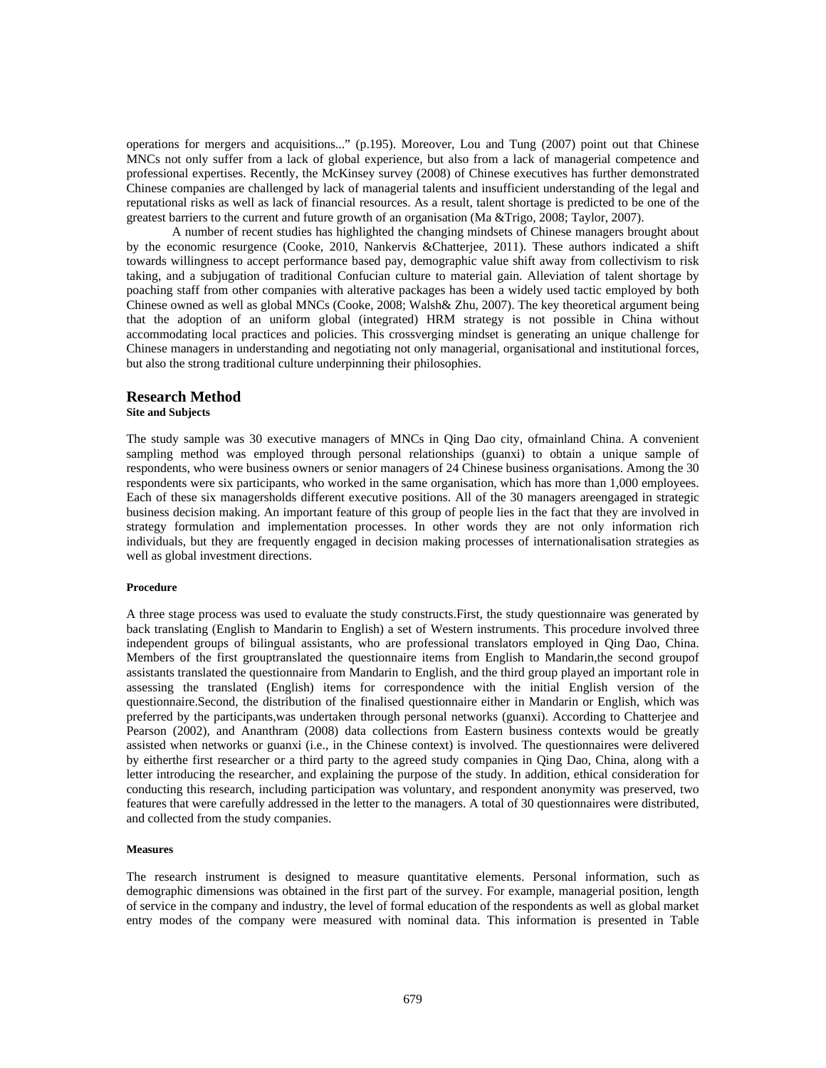operations for mergers and acquisitions..." (p.195). Moreover, Lou and Tung (2007) point out that Chinese MNCs not only suffer from a lack of global experience, but also from a lack of managerial competence and professional expertises. Recently, the McKinsey survey (2008) of Chinese executives has further demonstrated Chinese companies are challenged by lack of managerial talents and insufficient understanding of the legal and reputational risks as well as lack of financial resources. As a result, talent shortage is predicted to be one of the greatest barriers to the current and future growth of an organisation (Ma &Trigo, 2008; Taylor, 2007).

A number of recent studies has highlighted the changing mindsets of Chinese managers brought about by the economic resurgence (Cooke, 2010, Nankervis &Chatterjee, 2011). These authors indicated a shift towards willingness to accept performance based pay, demographic value shift away from collectivism to risk taking, and a subjugation of traditional Confucian culture to material gain. Alleviation of talent shortage by poaching staff from other companies with alterative packages has been a widely used tactic employed by both Chinese owned as well as global MNCs (Cooke, 2008; Walsh& Zhu, 2007). The key theoretical argument being that the adoption of an uniform global (integrated) HRM strategy is not possible in China without accommodating local practices and policies. This crossverging mindset is generating an unique challenge for Chinese managers in understanding and negotiating not only managerial, organisational and institutional forces, but also the strong traditional culture underpinning their philosophies.

## Research Method

### Site and Subjects

The study sample was 30 executive managers of MNCs in Qing Dao city, ofmainland China. A convenient sampling method was employed through personal relationships (guanxi) to obtain a unique sample of respondents, who were business owners or senior managers of 24 Chinese business organisations. Among the 30 respondents were six participants, who worked in the same organisation, which has more than 1,000 employees. Each of these six managersholds different executive positions. All of the 30 managers areengaged in strategic business decision making. An important feature of this group of people lies in the fact that they are involved in strategy formulation and implementation processes. In other words they are not only information rich individuals, but they are frequently engaged in decision making processes of internationalisation strategies as well as global investment directions.

#### Procedure

A three stage process was used to evaluate the study constructs.First, the study questionnaire was generated by back translating (English to Mandarin to English) a set of Western instruments. This procedure involved three independent groups of bilingual assistants, who are professional translators employed in Qing Dao, China. Members of the first grouptranslated the questionnaire items from English to Mandarin,the second groupof assistants translated the questionnaire from Mandarin to English, and the third group played an important role in assessing the translated (English) items for correspondence with the initial English version of the questionnaire.Second, the distribution of the finalised questionnaire either in Mandarin or English, which was preferred by the participants,was undertaken through personal networks (guanxi). According to Chatterjee and Pearson (2002), and Ananthram (2008) data collections from Eastern business contexts would be greatly assisted when networks or guanxi (i.e., in the Chinese context) is involved. The questionnaires were delivered by eitherthe first researcher or a third party to the agreed study companies in Qing Dao, China, along with a letter introducing the researcher, and explaining the purpose of the study. In addition, ethical consideration for conducting this research, including participation was voluntary, and respondent anonymity was preserved, two features that were carefully addressed in the letter to the managers. A total of 30 questionnaires were distributed, and collected from the study companies.

#### Measures

The research instrument is designed to measure quantitative elements. Personal information, such as demographic dimensions was obtained in the first part of the survey. For example, managerial position, length of service in the company and industry, the level of formal education of the respondents as well as global market entry modes of the company were measured with nominal data. This information is presented in Table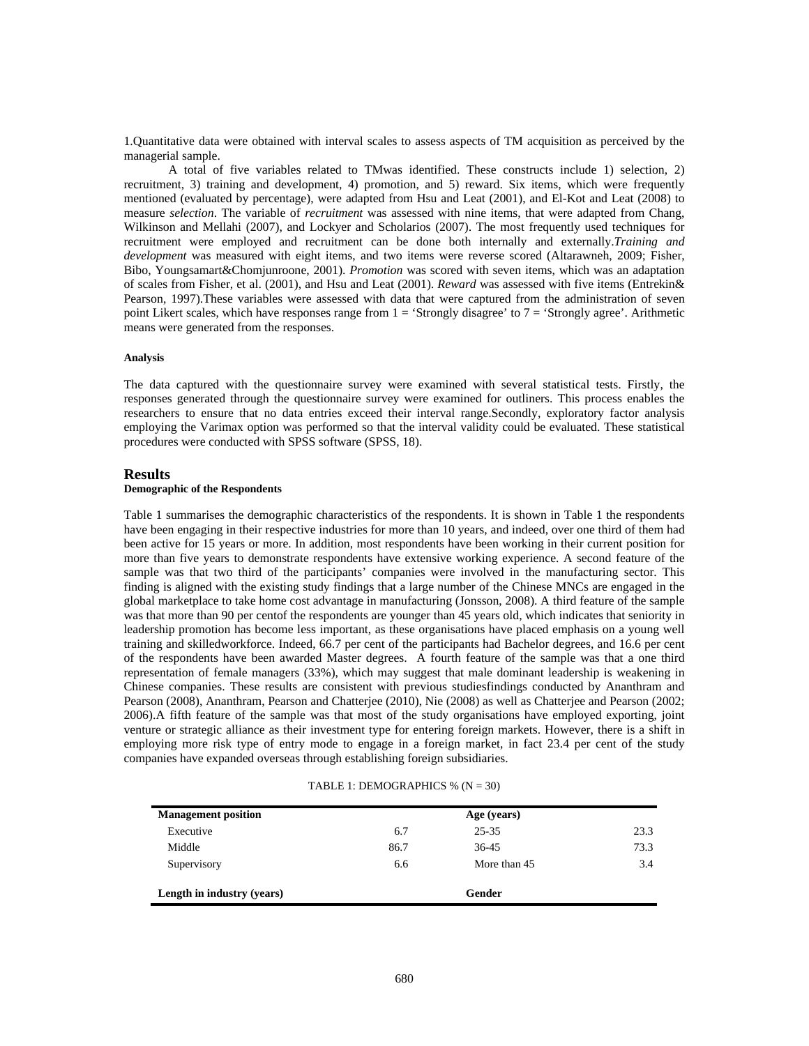1.Quantitative data were obtained with interval scales to assess aspects of TM acquisition as perceived by the managerial sample.

A total of five variables related to TMwas identified. These constructs include 1) selection, 2) recruitment, 3) training and development, 4) promotion, and 5) reward. Six items, which were frequently mentioned (evaluated by percentage), were adapted from Hsu and Leat (2001), and El-Kot and Leat (2008) to measure *selection*. The variable of *recruitment* was assessed with nine items, that were adapted from Chang, Wilkinson and Mellahi (2007), and Lockyer and Scholarios (2007). The most frequently used techniques for recruitment were employed and recruitment can be done both internally and externally.*Training and development* was measured with eight items, and two items were reverse scored (Altarawneh, 2009; Fisher, Bibo, Youngsamart&Chomjunroone, 2001). *Promotion* was scored with seven items, which was an adaptation of scales from Fisher, et al. (2001), and Hsu and Leat (2001). *Reward* was assessed with five items (Entrekin& Pearson, 1997).These variables were assessed with data that were captured from the administration of seven point Likert scales, which have responses range from 1 = 'Strongly disagree' to 7 = 'Strongly agree'. Arithmetic means were generated from the responses.

#### Analysis

The data captured with the questionnaire survey were examined with several statistical tests. Firstly, the responses generated through the questionnaire survey were examined for outliners. This process enables the researchers to ensure that no data entries exceed their interval range.Secondly, exploratory factor analysis employing the Varimax option was performed so that the interval validity could be evaluated. These statistical procedures were conducted with SPSS software (SPSS, 18).

## Results

#### Demographic of the Respondents

Table 1 summarises the demographic characteristics of the respondents. It is shown in Table 1 the respondents have been engaging in their respective industries for more than 10 years, and indeed, over one third of them had been active for 15 years or more. In addition, most respondents have been working in their current position for more than five years to demonstrate respondents have extensive working experience. A second feature of the sample was that two third of the participants' companies were involved in the manufacturing sector. This finding is aligned with the existing study findings that a large number of the Chinese MNCs are engaged in the global marketplace to take home cost advantage in manufacturing (Jonsson, 2008). A third feature of the sample was that more than 90 per centof the respondents are younger than 45 years old, which indicates that seniority in leadership promotion has become less important, as these organisations have placed emphasis on a young well training and skilledworkforce. Indeed, 66.7 per cent of the participants had Bachelor degrees, and 16.6 per cent of the respondents have been awarded Master degrees. A fourth feature of the sample was that a one third representation of female managers (33%), which may suggest that male dominant leadership is weakening in Chinese companies. These results are consistent with previous studiesfindings conducted by Ananthram and Pearson (2008), Ananthram, Pearson and Chatterjee (2010), Nie (2008) as well as Chatterjee and Pearson (2002; 2006).A fifth feature of the sample was that most of the study organisations have employed exporting, joint venture or strategic alliance as their investment type for entering foreign markets. However, there is a shift in employing more risk type of entry mode to engage in a foreign market, in fact 23.4 per cent of the study companies have expanded overseas through establishing foreign subsidiaries.

TABLE 1: DEMOGRAPHICS % (N = 30)

| **Management position** | | **Age (years)** | |
|---|---|---|---|
| Executive | 6.7 | 25-35 | 23.3 |
| Middle | 86.7 | 36-45 | 73.3 |
| Supervisory | 6.6 | More than 45 | 3.4 |
| **Length in industry (years)** | | **Gender** | |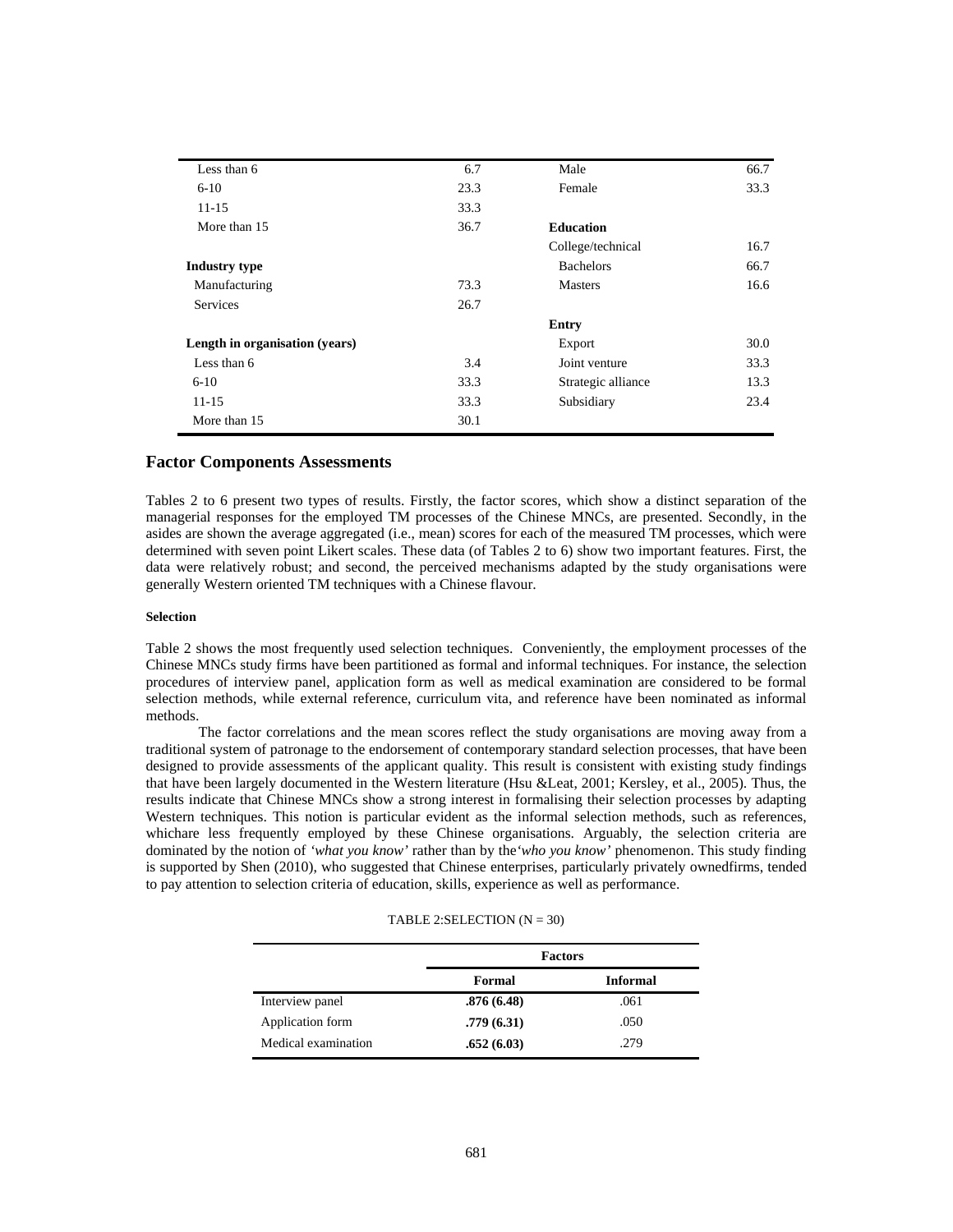| | | | |
|---|---|---|---|
| Less than 6 | 6.7 | Male | 66.7 |
| 6-10 | 23.3 | Female | 33.3 |
| 11-15 | 33.3 | | |
| More than 15 | 36.7 | **Education** | |
| | | College/technical | 16.7 |
| **Industry type** | | Bachelors | 66.7 |
| Manufacturing | 73.3 | Masters | 16.6 |
| Services | 26.7 | | |
| | | **Entry** | |
| **Length in organisation (years)** | | Export | 30.0 |
| Less than 6 | 3.4 | Joint venture | 33.3 |
| 6-10 | 33.3 | Strategic alliance | 13.3 |
| 11-15 | 33.3 | Subsidiary | 23.4 |
| More than 15 | 30.1 | | |

## Factor Components Assessments

Tables 2 to 6 present two types of results. Firstly, the factor scores, which show a distinct separation of the managerial responses for the employed TM processes of the Chinese MNCs, are presented. Secondly, in the asides are shown the average aggregated (i.e., mean) scores for each of the measured TM processes, which were determined with seven point Likert scales. These data (of Tables 2 to 6) show two important features. First, the data were relatively robust; and second, the perceived mechanisms adapted by the study organisations were generally Western oriented TM techniques with a Chinese flavour.

#### Selection

Table 2 shows the most frequently used selection techniques. Conveniently, the employment processes of the Chinese MNCs study firms have been partitioned as formal and informal techniques. For instance, the selection procedures of interview panel, application form as well as medical examination are considered to be formal selection methods, while external reference, curriculum vita, and reference have been nominated as informal methods.

The factor correlations and the mean scores reflect the study organisations are moving away from a traditional system of patronage to the endorsement of contemporary standard selection processes, that have been designed to provide assessments of the applicant quality. This result is consistent with existing study findings that have been largely documented in the Western literature (Hsu &Leat, 2001; Kersley, et al., 2005). Thus, the results indicate that Chinese MNCs show a strong interest in formalising their selection processes by adapting Western techniques. This notion is particular evident as the informal selection methods, such as references, whichare less frequently employed by these Chinese organisations. Arguably, the selection criteria are dominated by the notion of *'what you know'* rather than by the*'who you know'* phenomenon. This study finding is supported by Shen (2010), who suggested that Chinese enterprises, particularly privately ownedfirms, tended to pay attention to selection criteria of education, skills, experience as well as performance.

TABLE 2:SELECTION (N = 30)

| | **Factors** | |
|---|---|---|
| | **Formal** | **Informal** |
| Interview panel | **.876 (6.48)** | .061 |
| Application form | **.779 (6.31)** | .050 |
| Medical examination | **.652 (6.03)** | .279 |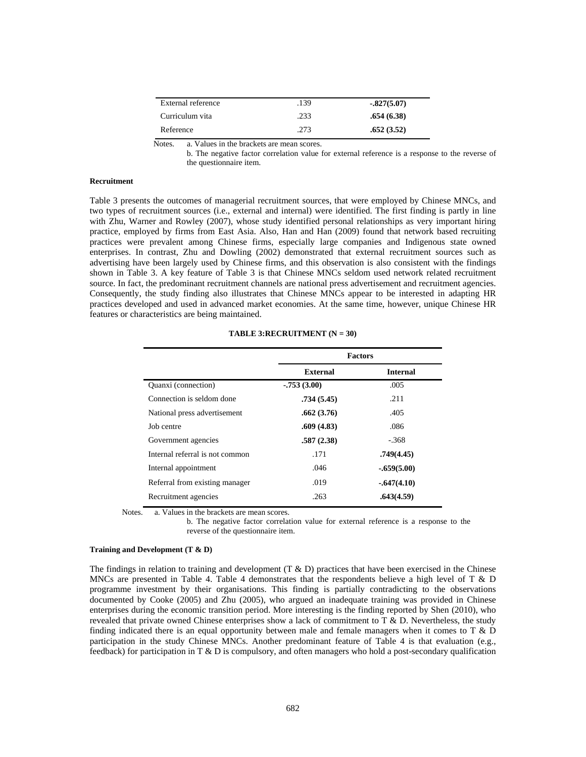| External reference | .139 | **-.827(5.07)** |
|---|---|---|
| Curriculum vita | .233 | **.654 (6.38)** |
| Reference | .273 | **.652 (3.52)** |

Notes. a. Values in the brackets are mean scores.
b. The negative factor correlation value for external reference is a response to the reverse of the questionnaire item.

**Recruitment**

Table 3 presents the outcomes of managerial recruitment sources, that were employed by Chinese MNCs, and two types of recruitment sources (i.e., external and internal) were identified. The first finding is partly in line with Zhu, Warner and Rowley (2007), whose study identified personal relationships as very important hiring practice, employed by firms from East Asia. Also, Han and Han (2009) found that network based recruiting practices were prevalent among Chinese firms, especially large companies and Indigenous state owned enterprises. In contrast, Zhu and Dowling (2002) demonstrated that external recruitment sources such as advertising have been largely used by Chinese firms, and this observation is also consistent with the findings shown in Table 3. A key feature of Table 3 is that Chinese MNCs seldom used network related recruitment source. In fact, the predominant recruitment channels are national press advertisement and recruitment agencies. Consequently, the study finding also illustrates that Chinese MNCs appear to be interested in adapting HR practices developed and used in advanced market economies. At the same time, however, unique Chinese HR features or characteristics are being maintained.

**TABLE 3:RECRUITMENT (N = 30)**

| | Factors | |
|---|---|---|
| | **External** | **Internal** |
| Quanxi (connection) | **-.753 (3.00)** | .005 |
| Connection is seldom done | **.734 (5.45)** | .211 |
| National press advertisement | **.662 (3.76)** | .405 |
| Job centre | **.609 (4.83)** | .086 |
| Government agencies | **.587 (2.38)** | -.368 |
| Internal referral is not common | .171 | **.749(4.45)** |
| Internal appointment | .046 | **-.659(5.00)** |
| Referral from existing manager | .019 | **-.647(4.10)** |
| Recruitment agencies | .263 | **.643(4.59)** |

Notes. a. Values in the brackets are mean scores.
b. The negative factor correlation value for external reference is a response to the reverse of the questionnaire item.

**Training and Development (T & D)**

The findings in relation to training and development (T & D) practices that have been exercised in the Chinese MNCs are presented in Table 4. Table 4 demonstrates that the respondents believe a high level of T & D programme investment by their organisations. This finding is partially contradicting to the observations documented by Cooke (2005) and Zhu (2005), who argued an inadequate training was provided in Chinese enterprises during the economic transition period. More interesting is the finding reported by Shen (2010), who revealed that private owned Chinese enterprises show a lack of commitment to T & D. Nevertheless, the study finding indicated there is an equal opportunity between male and female managers when it comes to T & D participation in the study Chinese MNCs. Another predominant feature of Table 4 is that evaluation (e.g., feedback) for participation in T & D is compulsory, and often managers who hold a post-secondary qualification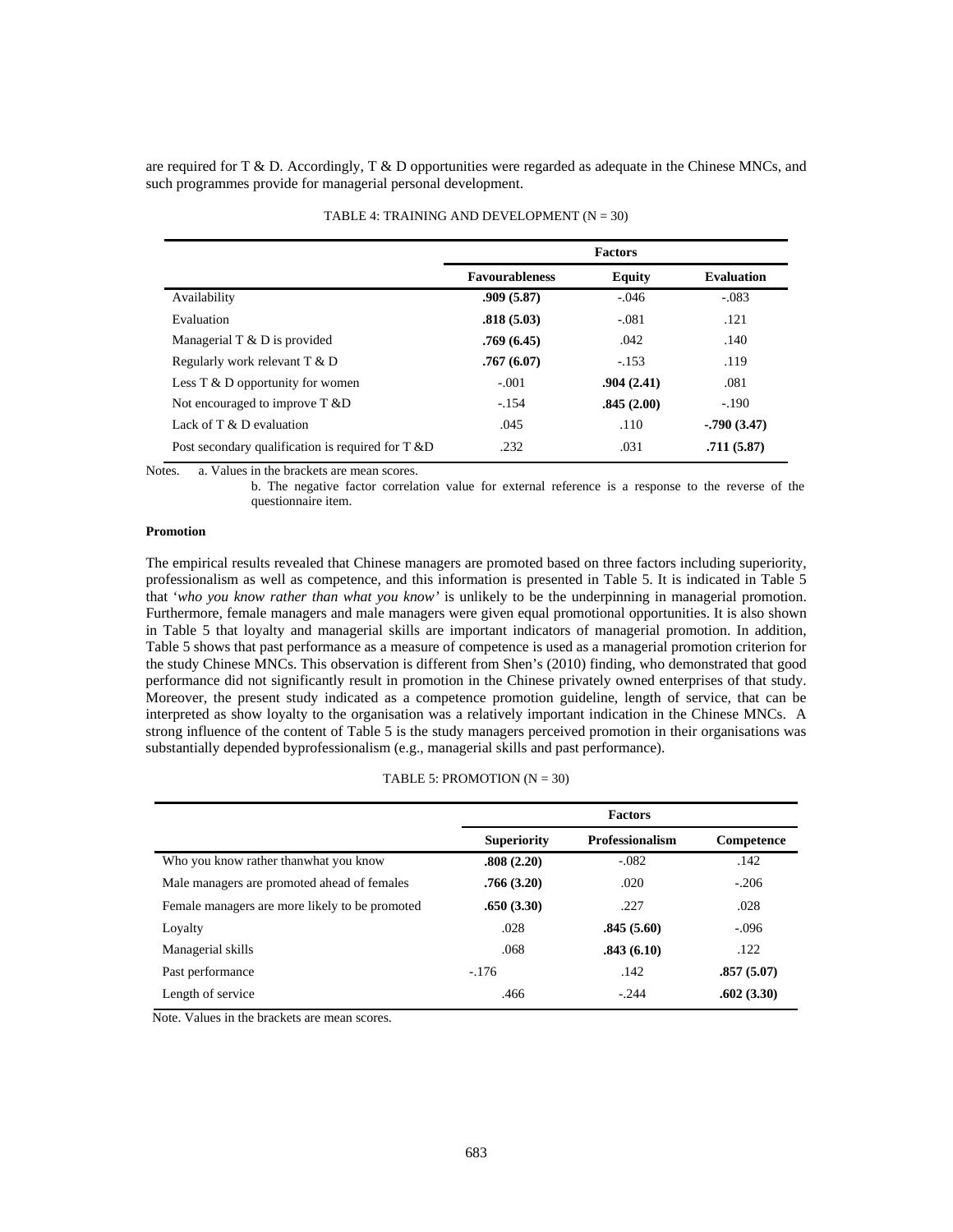are required for T & D. Accordingly, T & D opportunities were regarded as adequate in the Chinese MNCs, and such programmes provide for managerial personal development.

TABLE 4: TRAINING AND DEVELOPMENT (N = 30)

| | Factors | | |
|---|---|---|---|
| | **Favourableness** | **Equity** | **Evaluation** |
| Availability | **.909 (5.87)** | -.046 | -.083 |
| Evaluation | **.818 (5.03)** | -.081 | .121 |
| Managerial T & D is provided | **.769 (6.45)** | .042 | .140 |
| Regularly work relevant T & D | **.767 (6.07)** | -.153 | .119 |
| Less T & D opportunity for women | -.001 | **.904 (2.41)** | .081 |
| Not encouraged to improve T &D | -.154 | **.845 (2.00)** | -.190 |
| Lack of T & D evaluation | .045 | .110 | **-.790 (3.47)** |
| Post secondary qualification is required for T &D | .232 | .031 | **.711 (5.87)** |

Notes. a. Values in the brackets are mean scores.

b. The negative factor correlation value for external reference is a response to the reverse of the questionnaire item.

**Promotion**

The empirical results revealed that Chinese managers are promoted based on three factors including superiority, professionalism as well as competence, and this information is presented in Table 5. It is indicated in Table 5 that '*who you know rather than what you know*' is unlikely to be the underpinning in managerial promotion. Furthermore, female managers and male managers were given equal promotional opportunities. It is also shown in Table 5 that loyalty and managerial skills are important indicators of managerial promotion. In addition, Table 5 shows that past performance as a measure of competence is used as a managerial promotion criterion for the study Chinese MNCs. This observation is different from Shen's (2010) finding, who demonstrated that good performance did not significantly result in promotion in the Chinese privately owned enterprises of that study. Moreover, the present study indicated as a competence promotion guideline, length of service, that can be interpreted as show loyalty to the organisation was a relatively important indication in the Chinese MNCs. A strong influence of the content of Table 5 is the study managers perceived promotion in their organisations was substantially depended byprofessionalism (e.g., managerial skills and past performance).

TABLE 5: PROMOTION (N = 30)

| | Factors | | |
|---|---|---|---|
| | **Superiority** | **Professionalism** | **Competence** |
| Who you know rather thanwhat you know | **.808 (2.20)** | -.082 | .142 |
| Male managers are promoted ahead of females | **.766 (3.20)** | .020 | -.206 |
| Female managers are more likely to be promoted | **.650 (3.30)** | .227 | .028 |
| Loyalty | .028 | **.845 (5.60)** | -.096 |
| Managerial skills | .068 | **.843 (6.10)** | .122 |
| Past performance | -.176 | .142 | **.857 (5.07)** |
| Length of service | .466 | -.244 | **.602 (3.30)** |

Note. Values in the brackets are mean scores.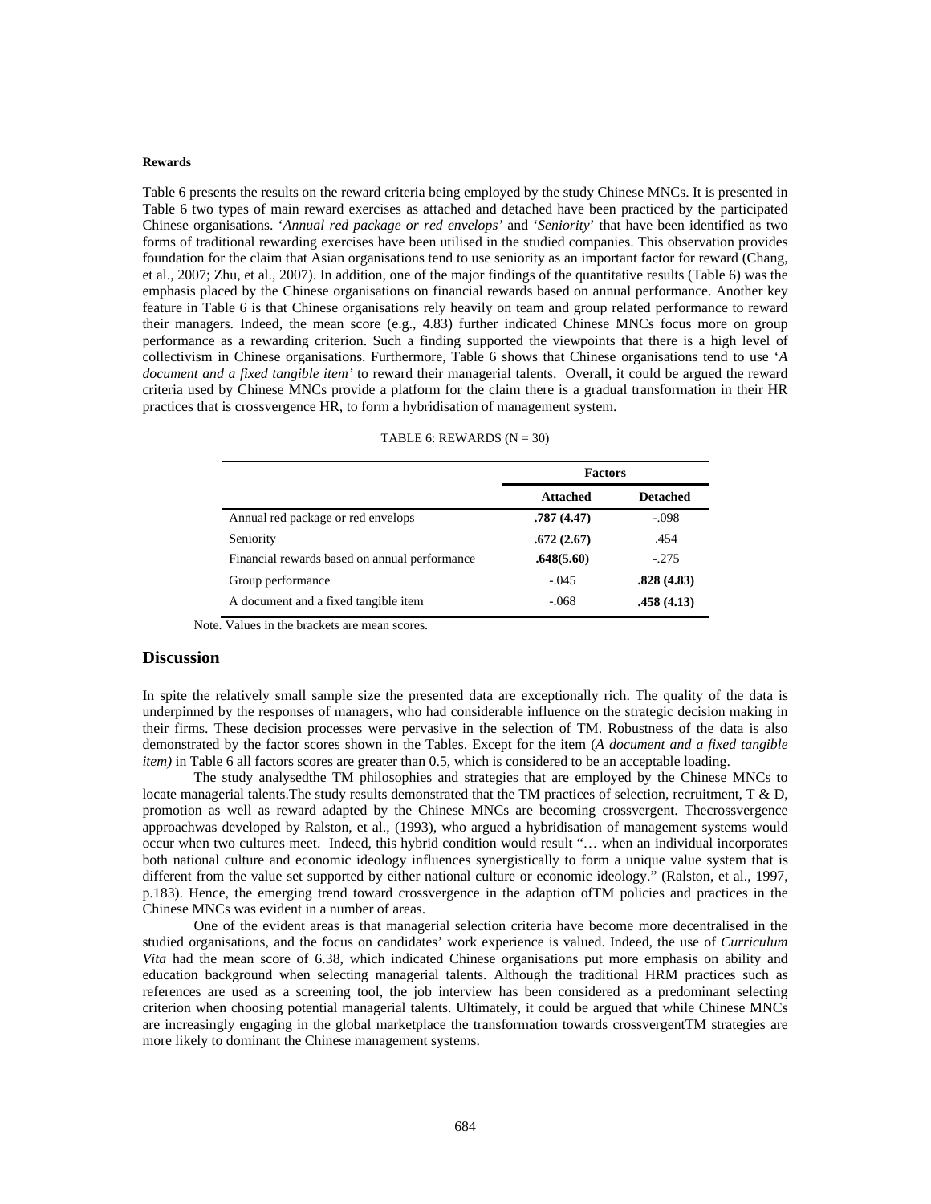**Rewards**

Table 6 presents the results on the reward criteria being employed by the study Chinese MNCs. It is presented in Table 6 two types of main reward exercises as attached and detached have been practiced by the participated Chinese organisations. '*Annual red package or red envelops*' and '*Seniority*' that have been identified as two forms of traditional rewarding exercises have been utilised in the studied companies. This observation provides foundation for the claim that Asian organisations tend to use seniority as an important factor for reward (Chang, et al., 2007; Zhu, et al., 2007). In addition, one of the major findings of the quantitative results (Table 6) was the emphasis placed by the Chinese organisations on financial rewards based on annual performance. Another key feature in Table 6 is that Chinese organisations rely heavily on team and group related performance to reward their managers. Indeed, the mean score (e.g., 4.83) further indicated Chinese MNCs focus more on group performance as a rewarding criterion. Such a finding supported the viewpoints that there is a high level of collectivism in Chinese organisations. Furthermore, Table 6 shows that Chinese organisations tend to use '*A document and a fixed tangible item*' to reward their managerial talents. Overall, it could be argued the reward criteria used by Chinese MNCs provide a platform for the claim there is a gradual transformation in their HR practices that is crossvergence HR, to form a hybridisation of management system.

TABLE 6: REWARDS (N = 30)

| | Factors | |
|---|---|---|
| | **Attached** | **Detached** |
| Annual red package or red envelops | **.787 (4.47)** | -.098 |
| Seniority | **.672 (2.67)** | .454 |
| Financial rewards based on annual performance | **.648(5.60)** | -.275 |
| Group performance | -.045 | **.828 (4.83)** |
| A document and a fixed tangible item | -.068 | **.458 (4.13)** |

Note. Values in the brackets are mean scores.

## Discussion

In spite the relatively small sample size the presented data are exceptionally rich. The quality of the data is underpinned by the responses of managers, who had considerable influence on the strategic decision making in their firms. These decision processes were pervasive in the selection of TM. Robustness of the data is also demonstrated by the factor scores shown in the Tables. Except for the item (*A document and a fixed tangible item)* in Table 6 all factors scores are greater than 0.5, which is considered to be an acceptable loading.

The study analysedthe TM philosophies and strategies that are employed by the Chinese MNCs to locate managerial talents.The study results demonstrated that the TM practices of selection, recruitment, T & D, promotion as well as reward adapted by the Chinese MNCs are becoming crossvergent. Thecrossvergence approachwas developed by Ralston, et al., (1993), who argued a hybridisation of management systems would occur when two cultures meet. Indeed, this hybrid condition would result "… when an individual incorporates both national culture and economic ideology influences synergistically to form a unique value system that is different from the value set supported by either national culture or economic ideology." (Ralston, et al., 1997, p.183). Hence, the emerging trend toward crossvergence in the adaption ofTM policies and practices in the Chinese MNCs was evident in a number of areas.

One of the evident areas is that managerial selection criteria have become more decentralised in the studied organisations, and the focus on candidates' work experience is valued. Indeed, the use of *Curriculum Vita* had the mean score of 6.38, which indicated Chinese organisations put more emphasis on ability and education background when selecting managerial talents. Although the traditional HRM practices such as references are used as a screening tool, the job interview has been considered as a predominant selecting criterion when choosing potential managerial talents. Ultimately, it could be argued that while Chinese MNCs are increasingly engaging in the global marketplace the transformation towards crossvergentTM strategies are more likely to dominant the Chinese management systems.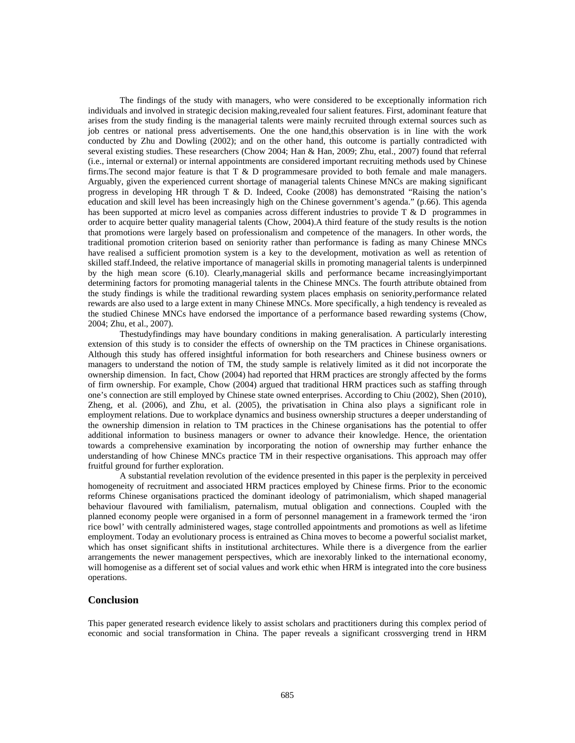The findings of the study with managers, who were considered to be exceptionally information rich individuals and involved in strategic decision making,revealed four salient features. First, adominant feature that arises from the study finding is the managerial talents were mainly recruited through external sources such as job centres or national press advertisements. One the one hand,this observation is in line with the work conducted by Zhu and Dowling (2002); and on the other hand, this outcome is partially contradicted with several existing studies. These researchers (Chow 2004; Han & Han, 2009; Zhu, etal., 2007) found that referral (i.e., internal or external) or internal appointments are considered important recruiting methods used by Chinese firms.The second major feature is that T & D programmesare provided to both female and male managers. Arguably, given the experienced current shortage of managerial talents Chinese MNCs are making significant progress in developing HR through T & D. Indeed, Cooke (2008) has demonstrated "Raising the nation's education and skill level has been increasingly high on the Chinese government's agenda." (p.66). This agenda has been supported at micro level as companies across different industries to provide T & D programmes in order to acquire better quality managerial talents (Chow, 2004).A third feature of the study results is the notion that promotions were largely based on professionalism and competence of the managers. In other words, the traditional promotion criterion based on seniority rather than performance is fading as many Chinese MNCs have realised a sufficient promotion system is a key to the development, motivation as well as retention of skilled staff.Indeed, the relative importance of managerial skills in promoting managerial talents is underpinned by the high mean score (6.10). Clearly,managerial skills and performance became increasinglyimportant determining factors for promoting managerial talents in the Chinese MNCs. The fourth attribute obtained from the study findings is while the traditional rewarding system places emphasis on seniority,performance related rewards are also used to a large extent in many Chinese MNCs. More specifically, a high tendency is revealed as the studied Chinese MNCs have endorsed the importance of a performance based rewarding systems (Chow, 2004; Zhu, et al., 2007).

Thestudyfindings may have boundary conditions in making generalisation. A particularly interesting extension of this study is to consider the effects of ownership on the TM practices in Chinese organisations. Although this study has offered insightful information for both researchers and Chinese business owners or managers to understand the notion of TM, the study sample is relatively limited as it did not incorporate the ownership dimension. In fact, Chow (2004) had reported that HRM practices are strongly affected by the forms of firm ownership. For example, Chow (2004) argued that traditional HRM practices such as staffing through one's connection are still employed by Chinese state owned enterprises. According to Chiu (2002), Shen (2010), Zheng, et al. (2006), and Zhu, et al. (2005), the privatisation in China also plays a significant role in employment relations. Due to workplace dynamics and business ownership structures a deeper understanding of the ownership dimension in relation to TM practices in the Chinese organisations has the potential to offer additional information to business managers or owner to advance their knowledge. Hence, the orientation towards a comprehensive examination by incorporating the notion of ownership may further enhance the understanding of how Chinese MNCs practice TM in their respective organisations. This approach may offer fruitful ground for further exploration.

A substantial revelation revolution of the evidence presented in this paper is the perplexity in perceived homogeneity of recruitment and associated HRM practices employed by Chinese firms. Prior to the economic reforms Chinese organisations practiced the dominant ideology of patrimonialism, which shaped managerial behaviour flavoured with familialism, paternalism, mutual obligation and connections. Coupled with the planned economy people were organised in a form of personnel management in a framework termed the 'iron rice bowl' with centrally administered wages, stage controlled appointments and promotions as well as lifetime employment. Today an evolutionary process is entrained as China moves to become a powerful socialist market, which has onset significant shifts in institutional architectures. While there is a divergence from the earlier arrangements the newer management perspectives, which are inexorably linked to the international economy, will homogenise as a different set of social values and work ethic when HRM is integrated into the core business operations.

## Conclusion

This paper generated research evidence likely to assist scholars and practitioners during this complex period of economic and social transformation in China. The paper reveals a significant crossverging trend in HRM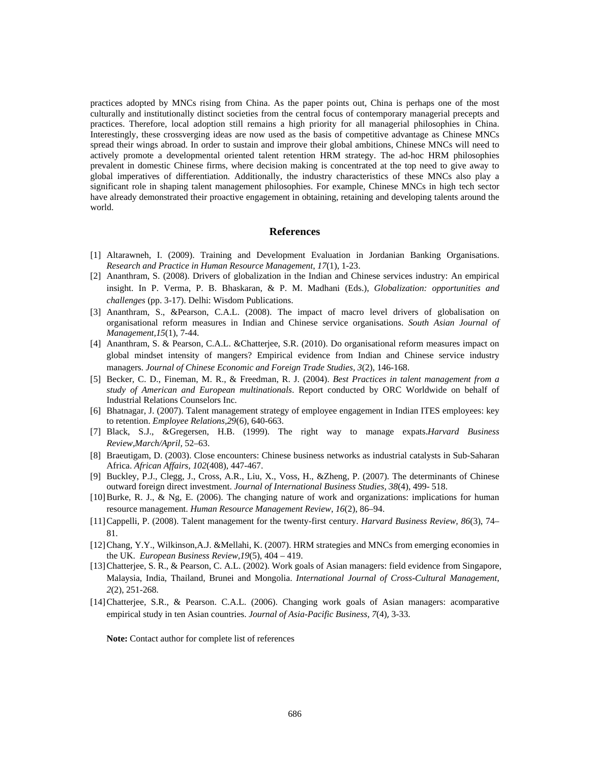practices adopted by MNCs rising from China. As the paper points out, China is perhaps one of the most culturally and institutionally distinct societies from the central focus of contemporary managerial precepts and practices. Therefore, local adoption still remains a high priority for all managerial philosophies in China. Interestingly, these crossverging ideas are now used as the basis of competitive advantage as Chinese MNCs spread their wings abroad. In order to sustain and improve their global ambitions, Chinese MNCs will need to actively promote a developmental oriented talent retention HRM strategy. The ad-hoc HRM philosophies prevalent in domestic Chinese firms, where decision making is concentrated at the top need to give away to global imperatives of differentiation. Additionally, the industry characteristics of these MNCs also play a significant role in shaping talent management philosophies. For example, Chinese MNCs in high tech sector have already demonstrated their proactive engagement in obtaining, retaining and developing talents around the world.

## References

[1] Altarawneh, I. (2009). Training and Development Evaluation in Jordanian Banking Organisations. *Research and Practice in Human Resource Management, 17*(1), 1-23.

[2] Ananthram, S. (2008). Drivers of globalization in the Indian and Chinese services industry: An empirical insight. In P. Verma, P. B. Bhaskaran, & P. M. Madhani (Eds.), *Globalization: opportunities and challenges* (pp. 3-17). Delhi: Wisdom Publications.

[3] Ananthram, S., &Pearson, C.A.L. (2008). The impact of macro level drivers of globalisation on organisational reform measures in Indian and Chinese service organisations. *South Asian Journal of Management,15*(1), 7-44.

[4] Ananthram, S. & Pearson, C.A.L. &Chatterjee, S.R. (2010). Do organisational reform measures impact on global mindset intensity of mangers? Empirical evidence from Indian and Chinese service industry managers. *Journal of Chinese Economic and Foreign Trade Studies, 3*(2), 146-168.

[5] Becker, C. D., Fineman, M. R., & Freedman, R. J. (2004). *Best Practices in talent management from a study of American and European multinationals*. Report conducted by ORC Worldwide on behalf of Industrial Relations Counselors Inc.

[6] Bhatnagar, J. (2007). Talent management strategy of employee engagement in Indian ITES employees: key to retention. *Employee Relations,29*(6), 640-663.

[7] Black, S.J., &Gregersen, H.B. (1999). The right way to manage expats.*Harvard Business Review,March/April*, 52–63.

[8] Braeutigam, D. (2003). Close encounters: Chinese business networks as industrial catalysts in Sub-Saharan Africa. *African Affairs, 102*(408), 447-467.

[9] Buckley, P.J., Clegg, J., Cross, A.R., Liu, X., Voss, H., &Zheng, P. (2007). The determinants of Chinese outward foreign direct investment. *Journal of International Business Studies, 38*(4), 499- 518.

[10] Burke, R. J., & Ng, E. (2006). The changing nature of work and organizations: implications for human resource management. *Human Resource Management Review, 16*(2), 86–94.

[11] Cappelli, P. (2008). Talent management for the twenty-first century. *Harvard Business Review, 86*(3), 74–81.

[12] Chang, Y.Y., Wilkinson,A.J. &Mellahi, K. (2007). HRM strategies and MNCs from emerging economies in the UK. *European Business Review,19*(5), 404 – 419.

[13] Chatterjee, S. R., & Pearson, C. A.L. (2002). Work goals of Asian managers: field evidence from Singapore, Malaysia, India, Thailand, Brunei and Mongolia. *International Journal of Cross-Cultural Management, 2*(2), 251-268.

[14] Chatterjee, S.R., & Pearson. C.A.L. (2006). Changing work goals of Asian managers: acomparative empirical study in ten Asian countries. *Journal of Asia-Pacific Business, 7*(4), 3-33.

**Note:** Contact author for complete list of references